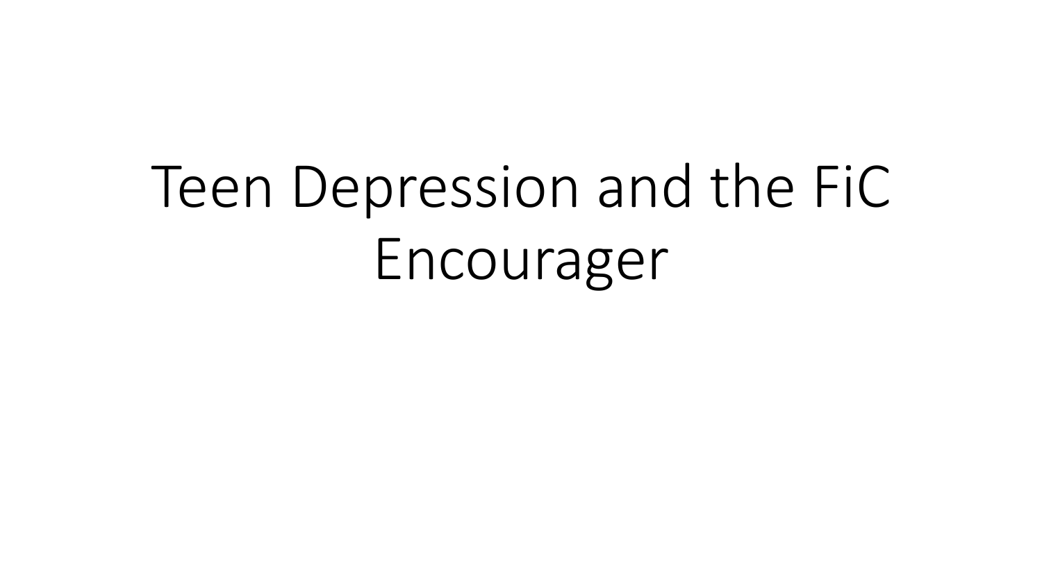# Teen Depression and the FiC Encourager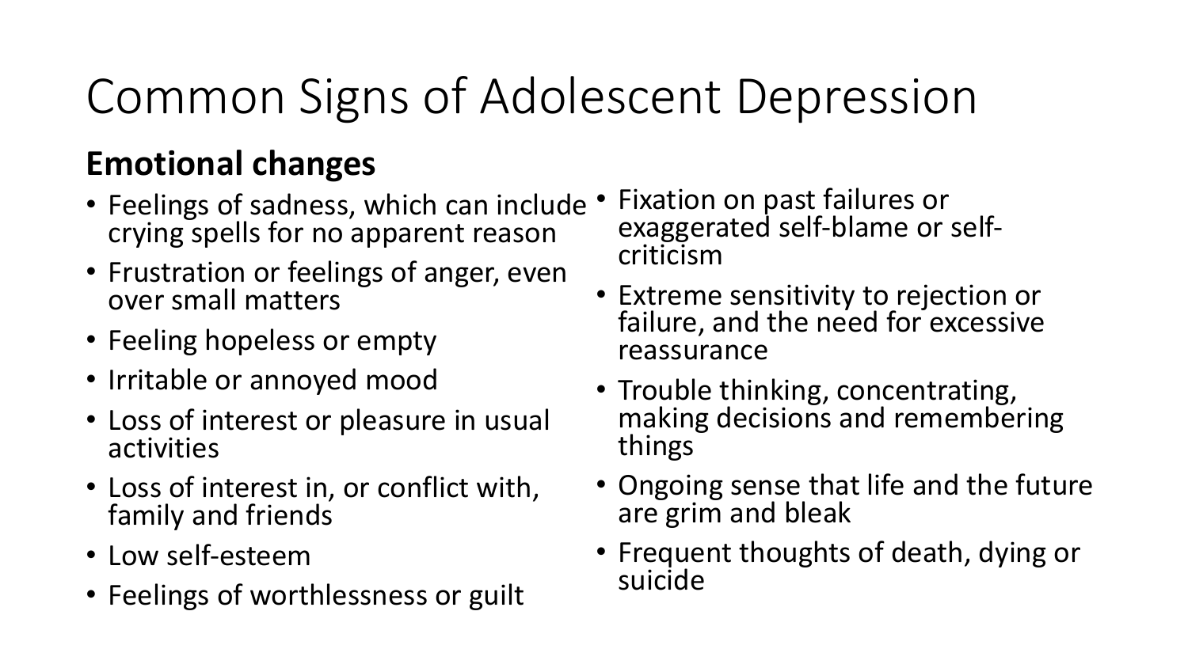# Common Signs of Adolescent Depression

## Emotional changes

- Feelings of sadness, which can include crying spells for no apparent reason
- Frustration or feelings of anger, even over small matters
- Feeling hopeless or empty
- Irritable or annoyed mood
- Loss of interest or pleasure in usual activities
- Loss of interest in, or conflict with, family and friends
- Low self-esteem
- Feelings of worthlessness or guilt
- Fixation on past failures or exaggerated self-blame or self-criticism
- Extreme sensitivity to rejection or failure, and the need for excessive reassurance
- Trouble thinking, concentrating, making decisions and remembering things
- Ongoing sense that life and the future are grim and bleak
- Frequent thoughts of death, dying or suicide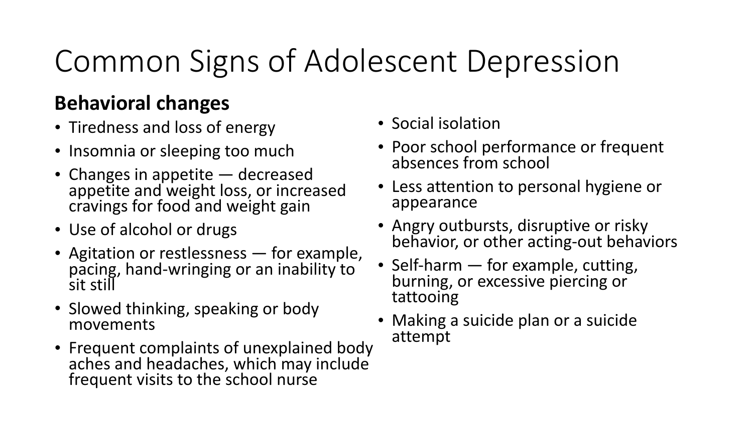# Common Signs of Adolescent Depression

**Behavioral changes**

- Tiredness and loss of energy
- Insomnia or sleeping too much
- Changes in appetite — decreased appetite and weight loss, or increased cravings for food and weight gain
- Use of alcohol or drugs
- Agitation or restlessness — for example, pacing, hand-wringing or an inability to sit still
- Slowed thinking, speaking or body movements
- Frequent complaints of unexplained body aches and headaches, which may include frequent visits to the school nurse
- Social isolation
- Poor school performance or frequent absences from school
- Less attention to personal hygiene or appearance
- Angry outbursts, disruptive or risky behavior, or other acting-out behaviors
- Self-harm — for example, cutting, burning, or excessive piercing or tattooing
- Making a suicide plan or a suicide attempt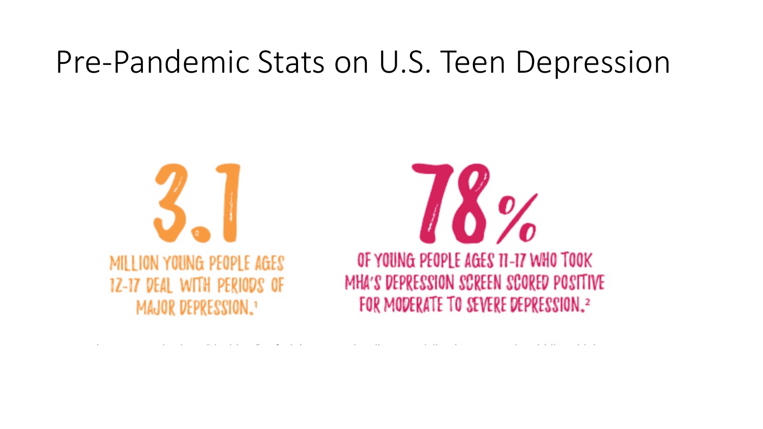# Pre-Pandemic Stats on U.S. Teen Depression

**3.1**

MILLION YOUNG PEOPLE AGES 12-17 DEAL WITH PERIODS OF MAJOR DEPRESSION.[1]

**78%**

OF YOUNG PEOPLE AGES 11-17 WHO TOOK MHA'S DEPRESSION SCREEN SCORED POSITIVE FOR MODERATE TO SEVERE DEPRESSION.[2]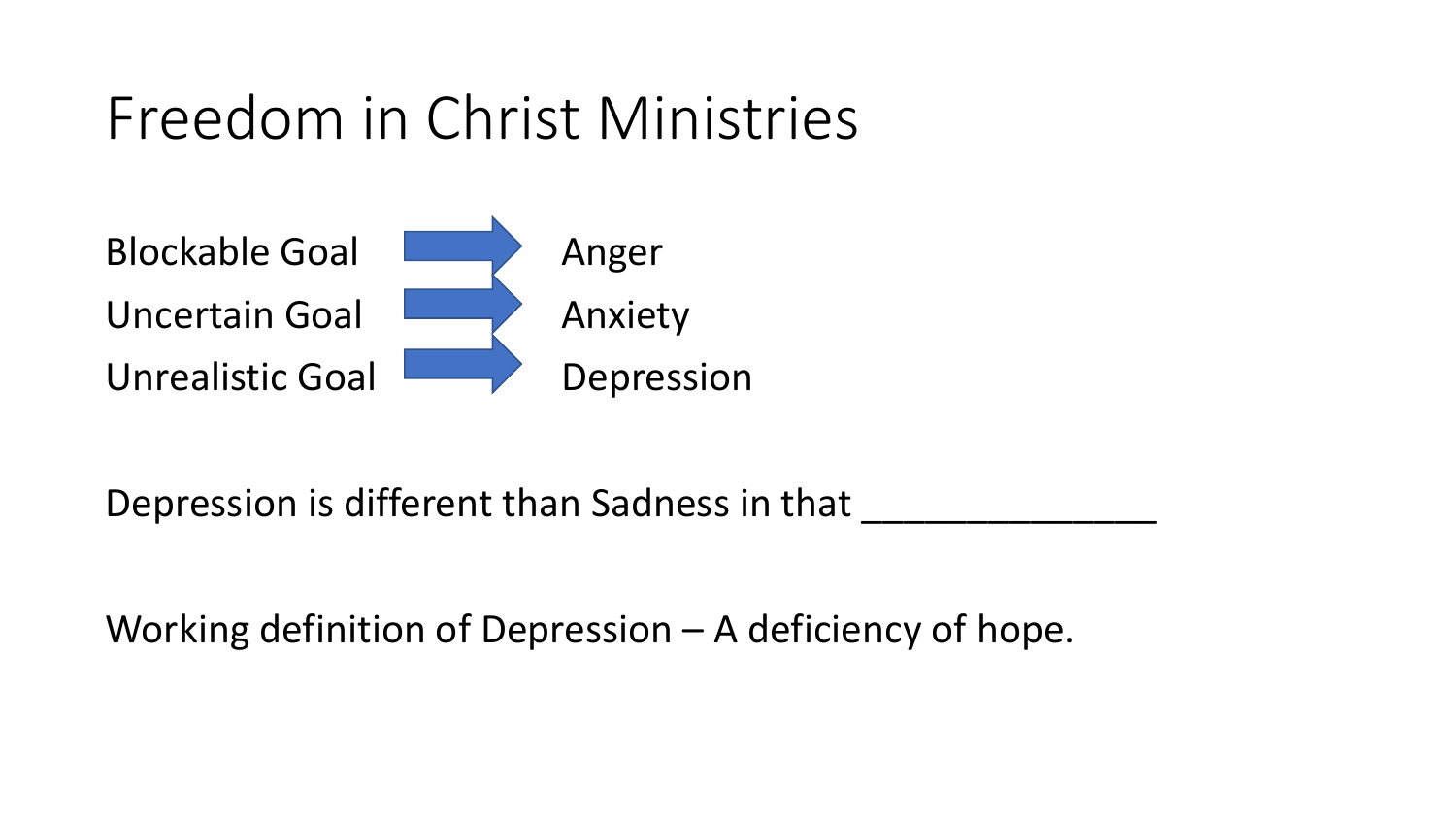# Freedom in Christ Ministries

| | | |
|---|---|---|
| Blockable Goal | → | Anger |
| Uncertain Goal | → | Anxiety |
| Unrealistic Goal | → | Depression |

Depression is different than Sadness in that ______________

Working definition of Depression – A deficiency of hope.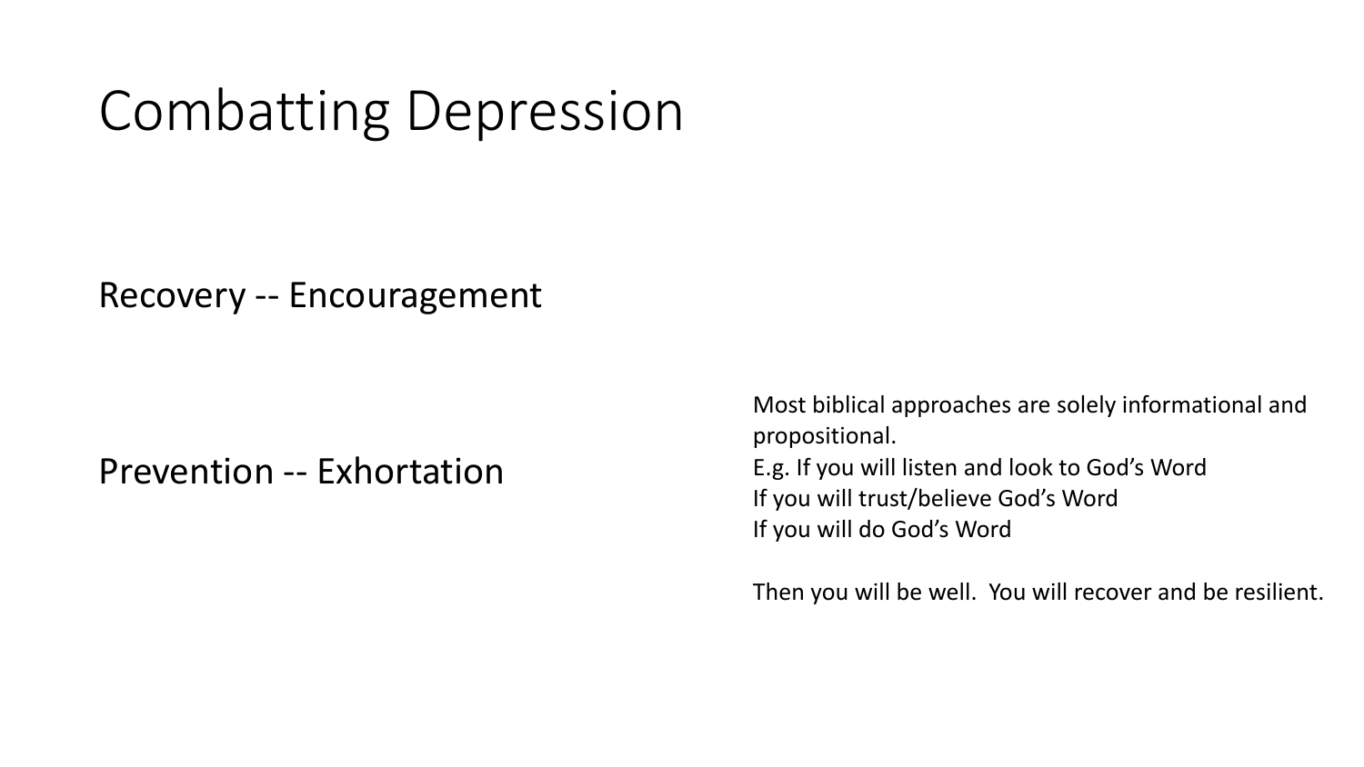# Combatting Depression

Recovery -- Encouragement

Prevention -- Exhortation

Most biblical approaches are solely informational and propositional.
E.g. If you will listen and look to God's Word
If you will trust/believe God's Word
If you will do God's Word

Then you will be well. You will recover and be resilient.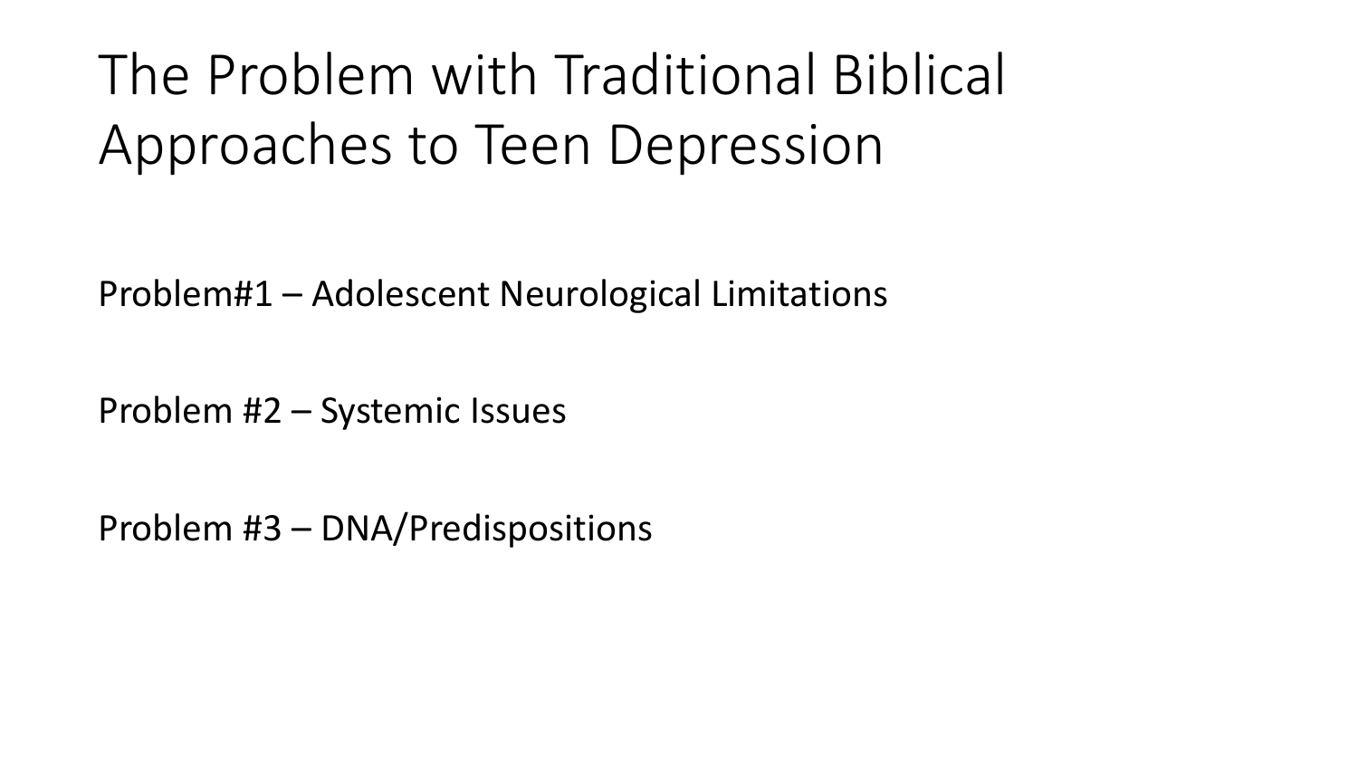# The Problem with Traditional Biblical Approaches to Teen Depression

Problem#1 – Adolescent Neurological Limitations

Problem #2 – Systemic Issues

Problem #3 – DNA/Predispositions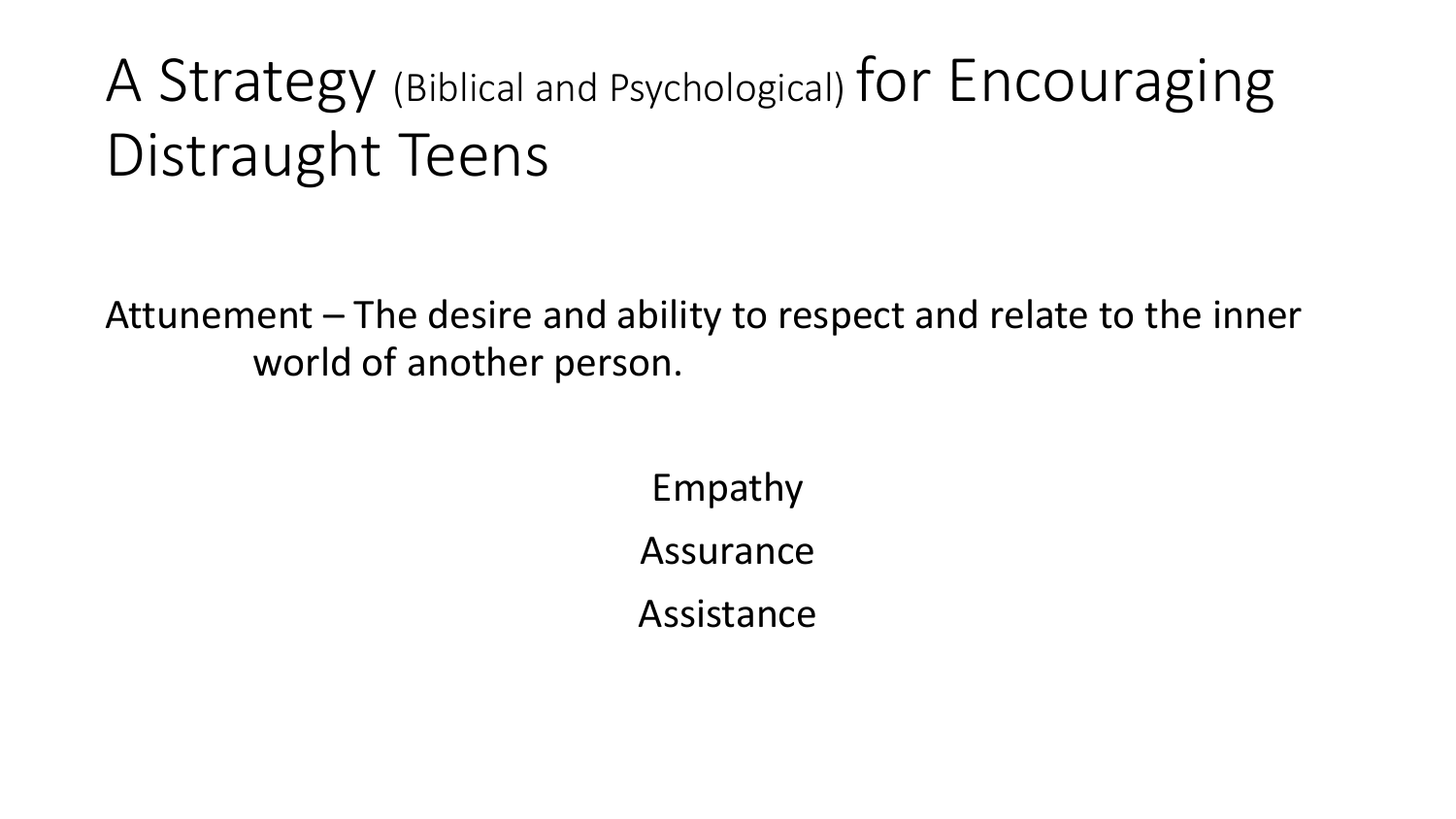# A Strategy (Biblical and Psychological) for Encouraging Distraught Teens

Attunement – The desire and ability to respect and relate to the inner world of another person.

Empathy

Assurance

Assistance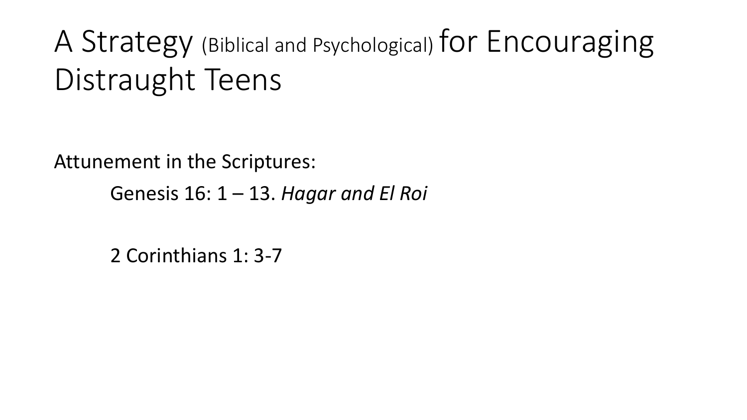# A Strategy (Biblical and Psychological) for Encouraging Distraught Teens

Attunement in the Scriptures:

Genesis 16: 1 – 13. *Hagar and El Roi*

2 Corinthians 1: 3-7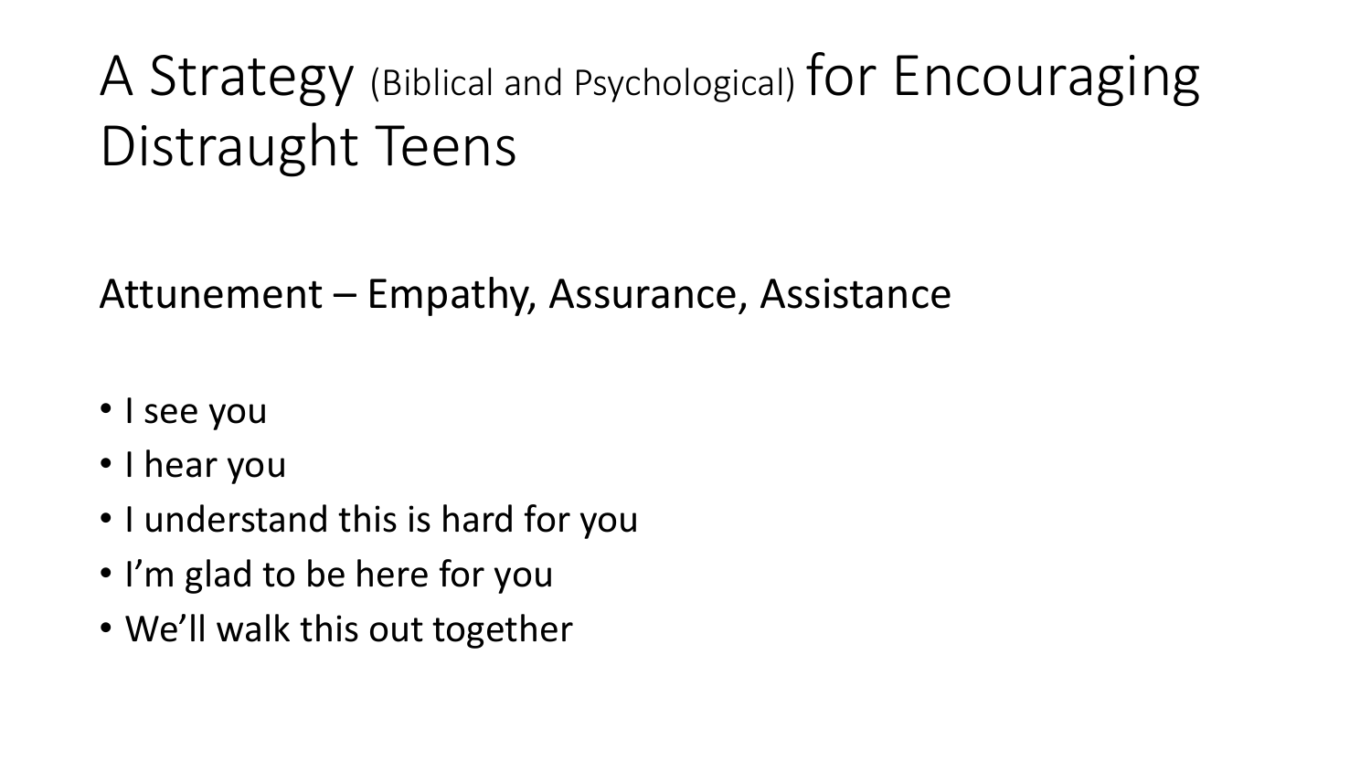# A Strategy (Biblical and Psychological) for Encouraging Distraught Teens

Attunement – Empathy, Assurance, Assistance

- I see you
- I hear you
- I understand this is hard for you
- I'm glad to be here for you
- We'll walk this out together